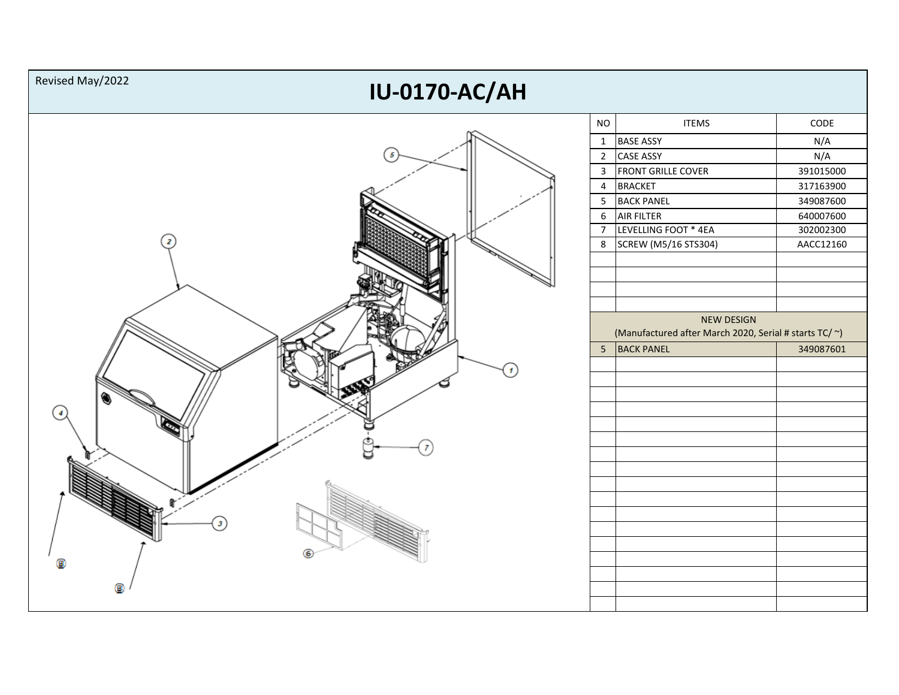Revised May/2022

# IU-0170-AC/AH

| NO | ITEMS | CODE |
|---|---|---|
| 1 | BASE ASSY | N/A |
| 2 | CASE ASSY | N/A |
| 3 | FRONT GRILLE COVER | 391015000 |
| 4 | BRACKET | 317163900 |
| 5 | BACK PANEL | 349087600 |
| 6 | AIR FILTER | 640007600 |
| 7 | LEVELLING FOOT * 4EA | 302002300 |
| 8 | SCREW (M5/16 STS304) | AACC12160 |
| | | |
| | | |
| | | |
| | | |
| NEW DESIGN (Manufactured after March 2020, Serial # starts TC/ ~) | | |
| 5 | BACK PANEL | 349087601 |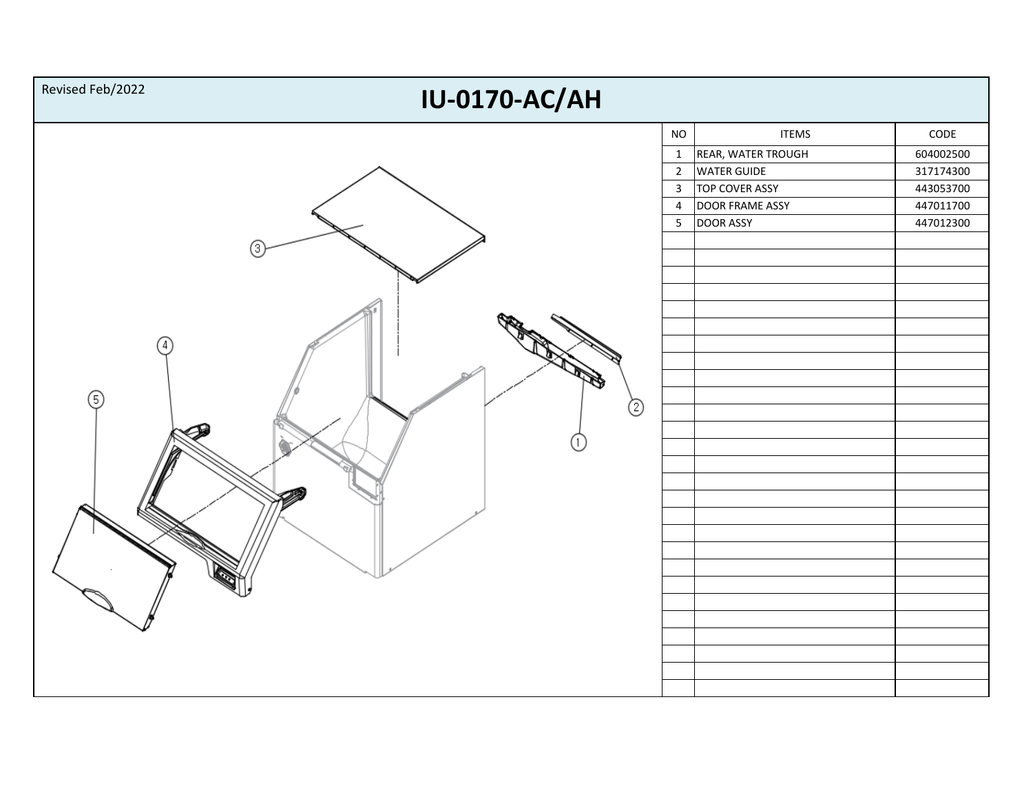Revised Feb/2022

# IU-0170-AC/AH

| NO | ITEMS | CODE |
|---|---|---|
| 1 | REAR, WATER TROUGH | 604002500 |
| 2 | WATER GUIDE | 317174300 |
| 3 | TOP COVER ASSY | 443053700 |
| 4 | DOOR FRAME ASSY | 447011700 |
| 5 | DOOR ASSY | 447012300 |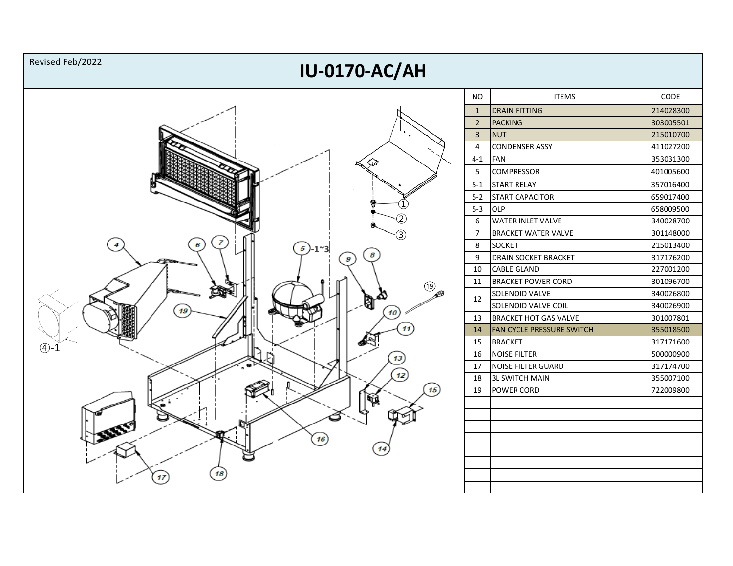Revised Feb/2022

# IU-0170-AC/AH

| NO | ITEMS | CODE |
|---|---|---|
| 1 | DRAIN FITTING | 214028300 |
| 2 | PACKING | 303005501 |
| 3 | NUT | 215010700 |
| 4 | CONDENSER ASSY | 411027200 |
| 4-1 | FAN | 353031300 |
| 5 | COMPRESSOR | 401005600 |
| 5-1 | START RELAY | 357016400 |
| 5-2 | START CAPACITOR | 659017400 |
| 5-3 | OLP | 658009500 |
| 6 | WATER INLET VALVE | 340028700 |
| 7 | BRACKET WATER VALVE | 301148000 |
| 8 | SOCKET | 215013400 |
| 9 | DRAIN SOCKET BRACKET | 317176200 |
| 10 | CABLE GLAND | 227001200 |
| 11 | BRACKET POWER CORD | 301096700 |
| 12 | SOLENOID VALVE | 340026800 |
| | SOLENOID VALVE COIL | 340026900 |
| 13 | BRACKET HOT GAS VALVE | 301007801 |
| 14 | FAN CYCLE PRESSURE SWITCH | 355018500 |
| 15 | BRACKET | 317171600 |
| 16 | NOISE FILTER | 500000900 |
| 17 | NOISE FILTER GUARD | 317174700 |
| 18 | 3L SWITCH MAIN | 355007100 |
| 19 | POWER CORD | 722009800 |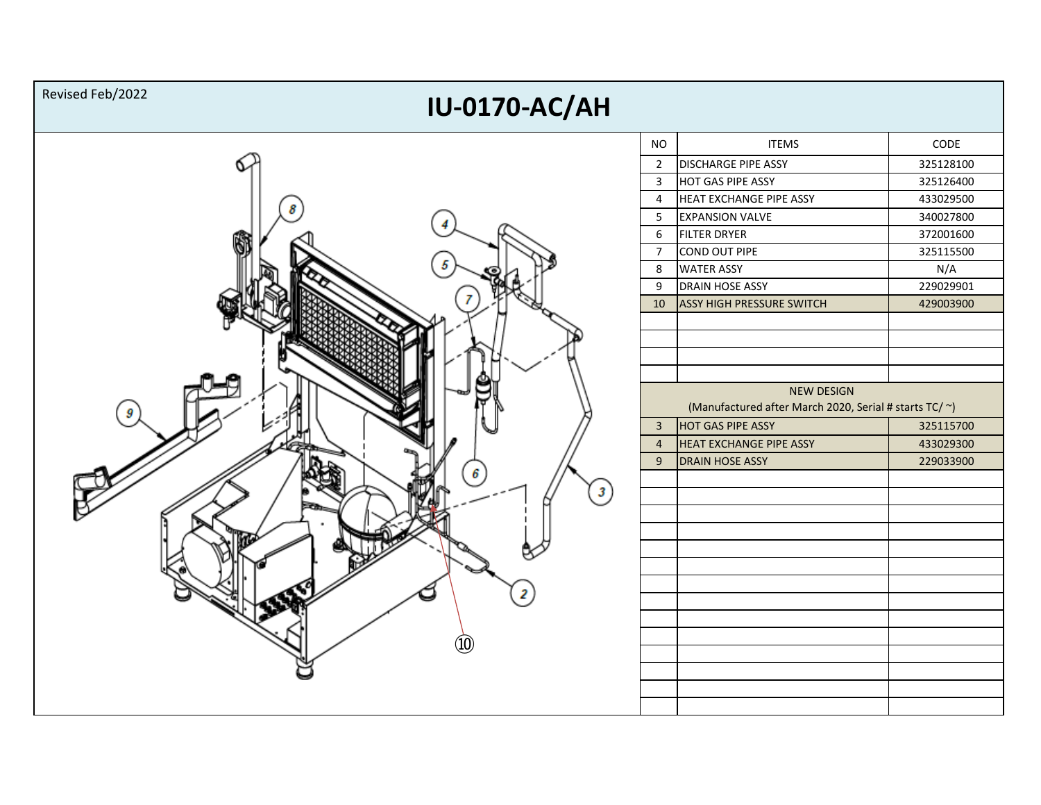Revised Feb/2022

# IU-0170-AC/AH

| NO | ITEMS | CODE |
|---|---|---|
| 2 | DISCHARGE PIPE ASSY | 325128100 |
| 3 | HOT GAS PIPE ASSY | 325126400 |
| 4 | HEAT EXCHANGE PIPE ASSY | 433029500 |
| 5 | EXPANSION VALVE | 340027800 |
| 6 | FILTER DRYER | 372001600 |
| 7 | COND OUT PIPE | 325115500 |
| 8 | WATER ASSY | N/A |
| 9 | DRAIN HOSE ASSY | 229029901 |
| 10 | ASSY HIGH PRESSURE SWITCH | 429003900 |
| | | |
| | | |
| | | |
| | | |
| NEW DESIGN (Manufactured after March 2020, Serial # starts TC/ ~) | | |
| 3 | HOT GAS PIPE ASSY | 325115700 |
| 4 | HEAT EXCHANGE PIPE ASSY | 433029300 |
| 9 | DRAIN HOSE ASSY | 229033900 |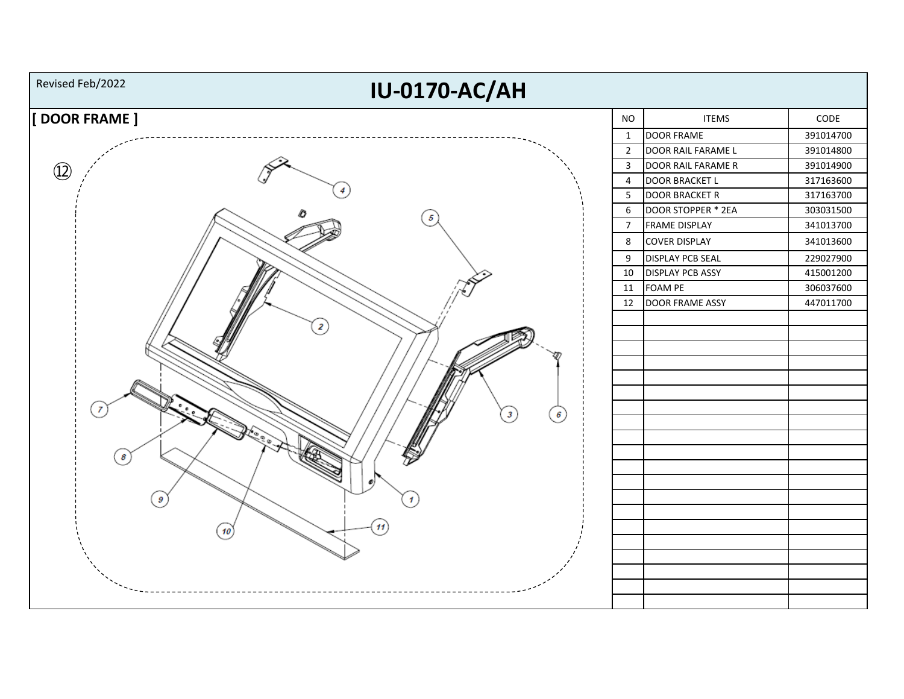Revised Feb/2022

# IU-0170-AC/AH

## [ DOOR FRAME ]

⑫

| NO | ITEMS | CODE |
|---|---|---|
| 1 | DOOR FRAME | 391014700 |
| 2 | DOOR RAIL FARAME L | 391014800 |
| 3 | DOOR RAIL FARAME R | 391014900 |
| 4 | DOOR BRACKET L | 317163600 |
| 5 | DOOR BRACKET R | 317163700 |
| 6 | DOOR STOPPER * 2EA | 303031500 |
| 7 | FRAME DISPLAY | 341013700 |
| 8 | COVER DISPLAY | 341013600 |
| 9 | DISPLAY PCB SEAL | 229027900 |
| 10 | DISPLAY PCB ASSY | 415001200 |
| 11 | FOAM PE | 306037600 |
| 12 | DOOR FRAME ASSY | 447011700 |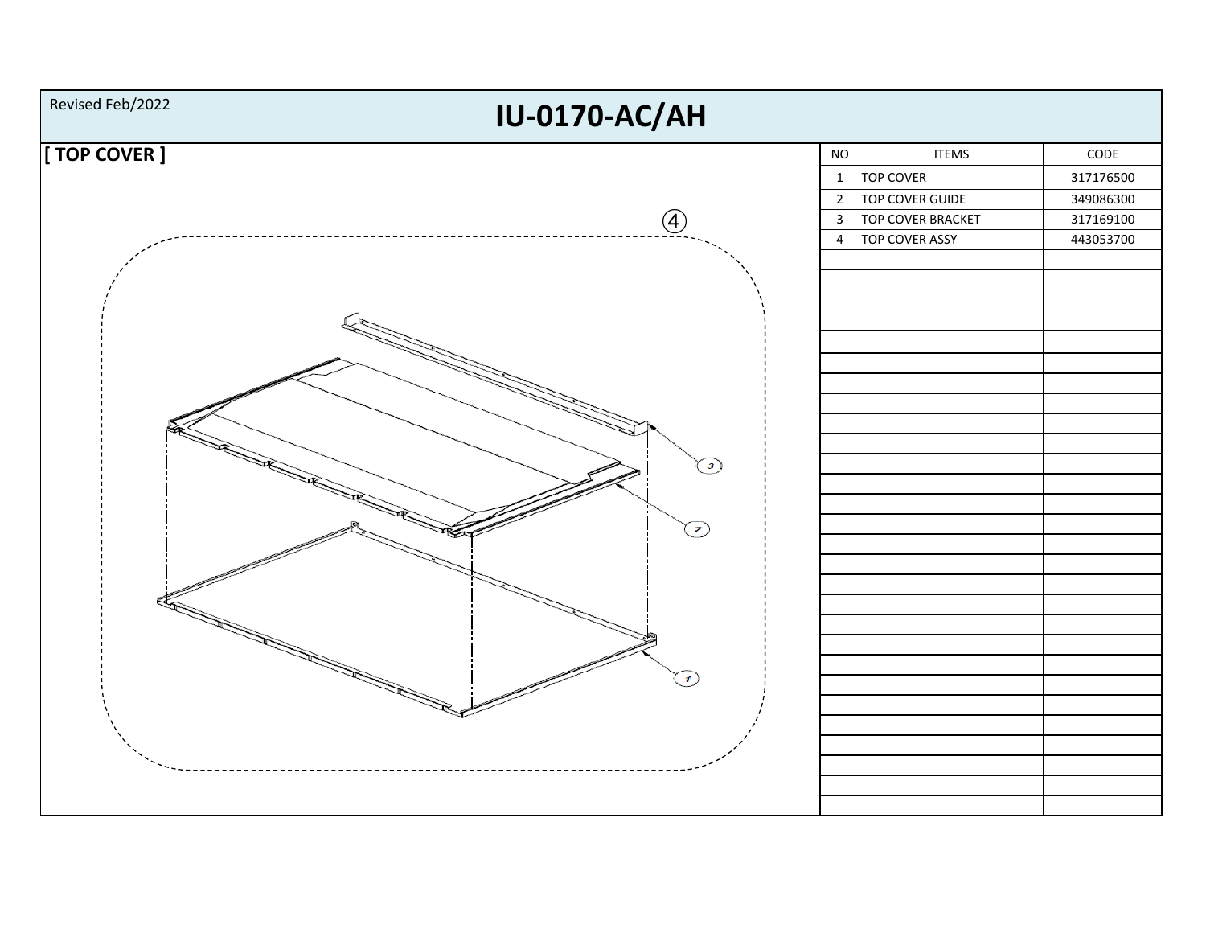Revised Feb/2022

# IU-0170-AC/AH

## [ TOP COVER ]

| NO | ITEMS | CODE |
|---|---|---|
| 1 | TOP COVER | 317176500 |
| 2 | TOP COVER GUIDE | 349086300 |
| 3 | TOP COVER BRACKET | 317169100 |
| 4 | TOP COVER ASSY | 443053700 |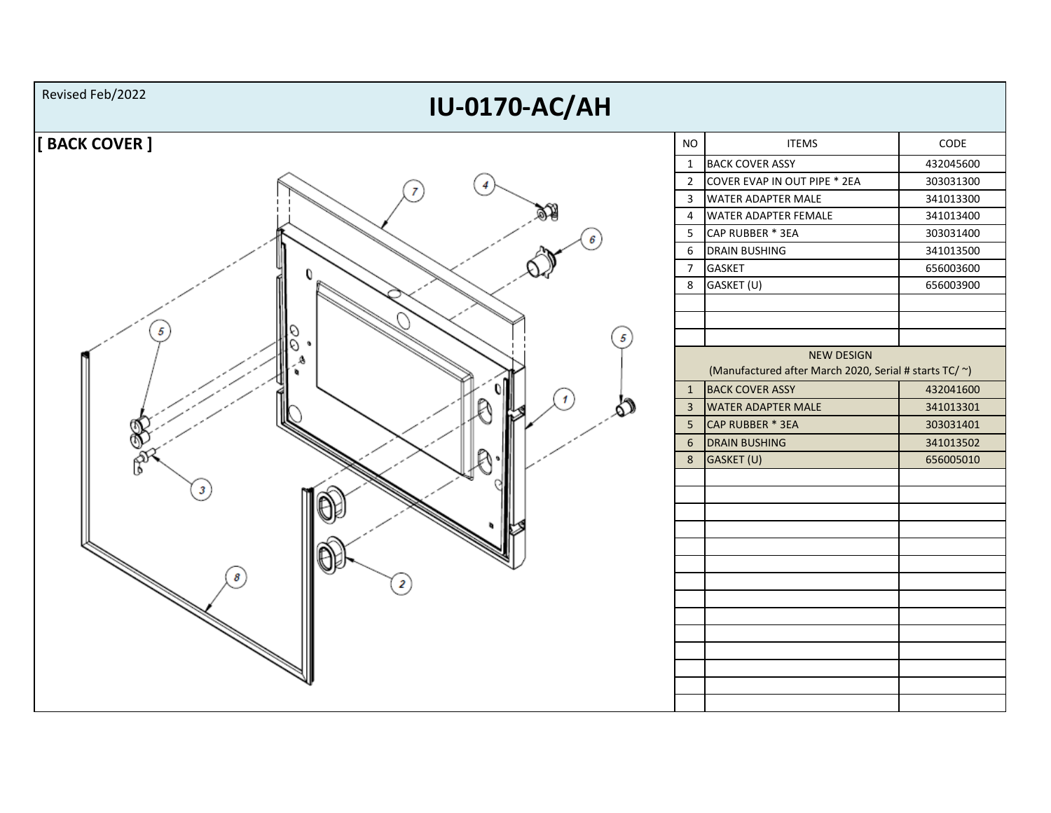Revised Feb/2022

# IU-0170-AC/AH

## [ BACK COVER ]

| NO | ITEMS | CODE |
|---|---|---|
| 1 | BACK COVER ASSY | 432045600 |
| 2 | COVER EVAP IN OUT PIPE * 2EA | 303031300 |
| 3 | WATER ADAPTER MALE | 341013300 |
| 4 | WATER ADAPTER FEMALE | 341013400 |
| 5 | CAP RUBBER * 3EA | 303031400 |
| 6 | DRAIN BUSHING | 341013500 |
| 7 | GASKET | 656003600 |
| 8 | GASKET (U) | 656003900 |
| | NEW DESIGN (Manufactured after March 2020, Serial # starts TC/ ~) | |
| 1 | BACK COVER ASSY | 432041600 |
| 3 | WATER ADAPTER MALE | 341013301 |
| 5 | CAP RUBBER * 3EA | 303031401 |
| 6 | DRAIN BUSHING | 341013502 |
| 8 | GASKET (U) | 656005010 |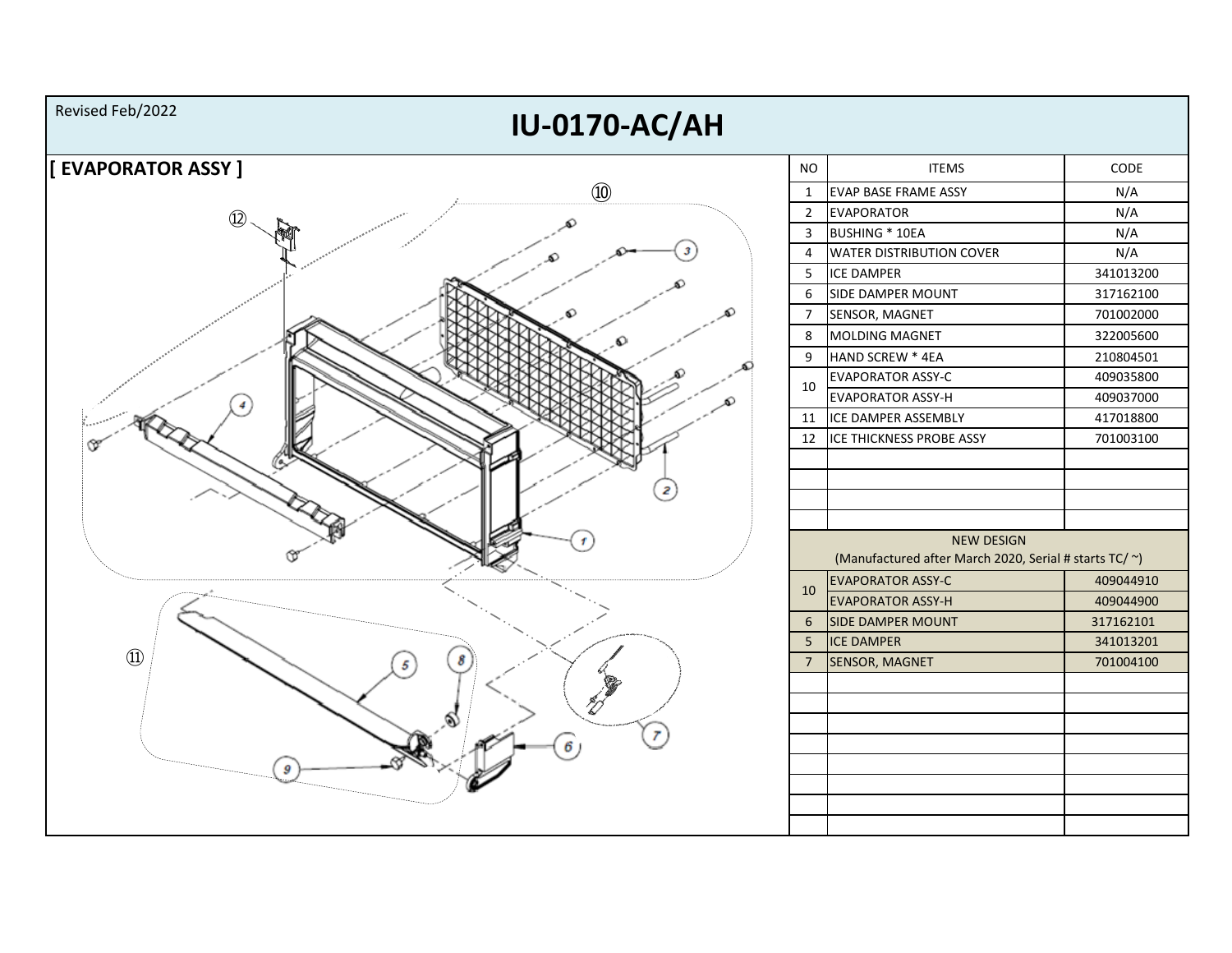Revised Feb/2022

# IU-0170-AC/AH

## [ EVAPORATOR ASSY ]

| NO | ITEMS | CODE |
|---|---|---|
| 1 | EVAP BASE FRAME ASSY | N/A |
| 2 | EVAPORATOR | N/A |
| 3 | BUSHING * 10EA | N/A |
| 4 | WATER DISTRIBUTION COVER | N/A |
| 5 | ICE DAMPER | 341013200 |
| 6 | SIDE DAMPER MOUNT | 317162100 |
| 7 | SENSOR, MAGNET | 701002000 |
| 8 | MOLDING MAGNET | 322005600 |
| 9 | HAND SCREW * 4EA | 210804501 |
| 10 | EVAPORATOR ASSY-C | 409035800 |
| | EVAPORATOR ASSY-H | 409037000 |
| 11 | ICE DAMPER ASSEMBLY | 417018800 |
| 12 | ICE THICKNESS PROBE ASSY | 701003100 |
| | | |
| | | |
| | | |
| | | |
| NEW DESIGN (Manufactured after March 2020, Serial # starts TC/ ~) | | |
| 10 | EVAPORATOR ASSY-C | 409044910 |
| | EVAPORATOR ASSY-H | 409044900 |
| 6 | SIDE DAMPER MOUNT | 317162101 |
| 5 | ICE DAMPER | 341013201 |
| 7 | SENSOR, MAGNET | 701004100 |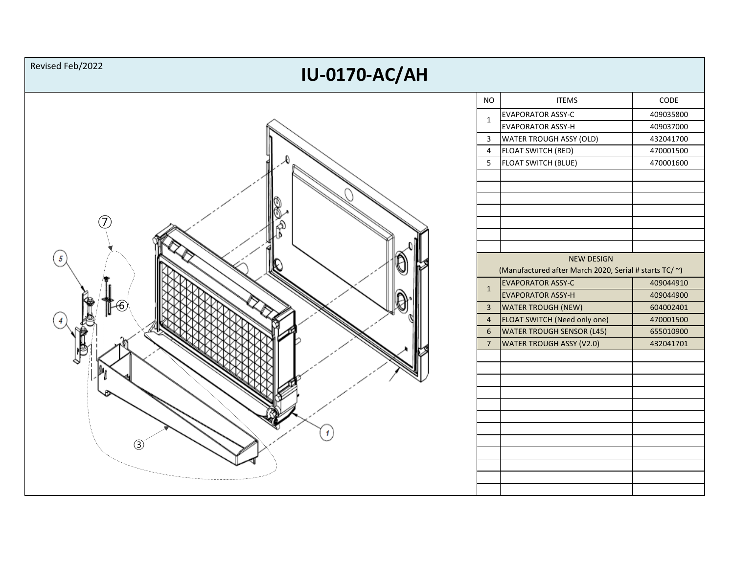Revised Feb/2022

# IU-0170-AC/AH

| NO | ITEMS | CODE |
|---|---|---|
| 1 | EVAPORATOR ASSY-C | 409035800 |
| | EVAPORATOR ASSY-H | 409037000 |
| 3 | WATER TROUGH ASSY (OLD) | 432041700 |
| 4 | FLOAT SWITCH (RED) | 470001500 |
| 5 | FLOAT SWITCH (BLUE) | 470001600 |

**NEW DESIGN**
(Manufactured after March 2020, Serial # starts TC/ ~)

| NO | ITEMS | CODE |
|---|---|---|
| 1 | EVAPORATOR ASSY-C | 409044910 |
| | EVAPORATOR ASSY-H | 409044900 |
| 3 | WATER TROUGH (NEW) | 604002401 |
| 4 | FLOAT SWITCH (Need only one) | 470001500 |
| 6 | WATER TROUGH SENSOR (L45) | 655010900 |
| 7 | WATER TROUGH ASSY (V2.0) | 432041701 |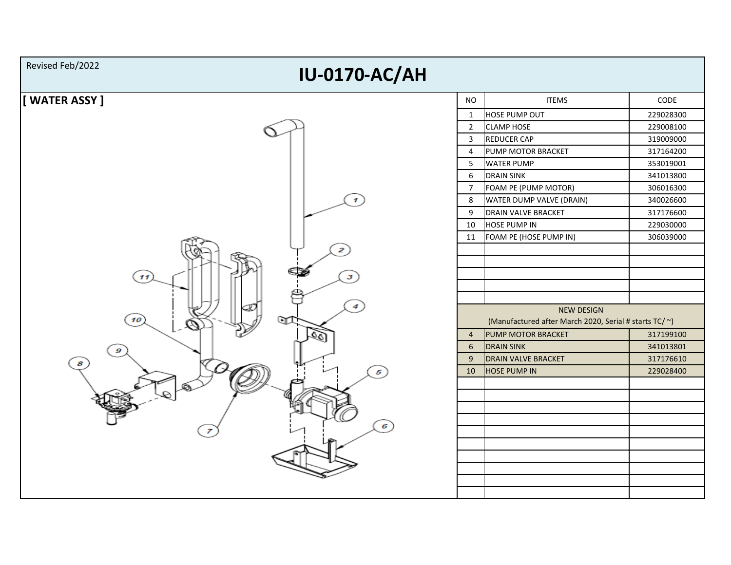Revised Feb/2022

# IU-0170-AC/AH

## [ WATER ASSY ]

| NO | ITEMS | CODE |
|---|---|---|
| 1 | HOSE PUMP OUT | 229028300 |
| 2 | CLAMP HOSE | 229008100 |
| 3 | REDUCER CAP | 319009000 |
| 4 | PUMP MOTOR BRACKET | 317164200 |
| 5 | WATER PUMP | 353019001 |
| 6 | DRAIN SINK | 341013800 |
| 7 | FOAM PE (PUMP MOTOR) | 306016300 |
| 8 | WATER DUMP VALVE (DRAIN) | 340026600 |
| 9 | DRAIN VALVE BRACKET | 317176600 |
| 10 | HOSE PUMP IN | 229030000 |
| 11 | FOAM PE (HOSE PUMP IN) | 306039000 |
| NEW DESIGN (Manufactured after March 2020, Serial # starts TC/ ~) | | |
| 4 | PUMP MOTOR BRACKET | 317199100 |
| 6 | DRAIN SINK | 341013801 |
| 9 | DRAIN VALVE BRACKET | 317176610 |
| 10 | HOSE PUMP IN | 229028400 |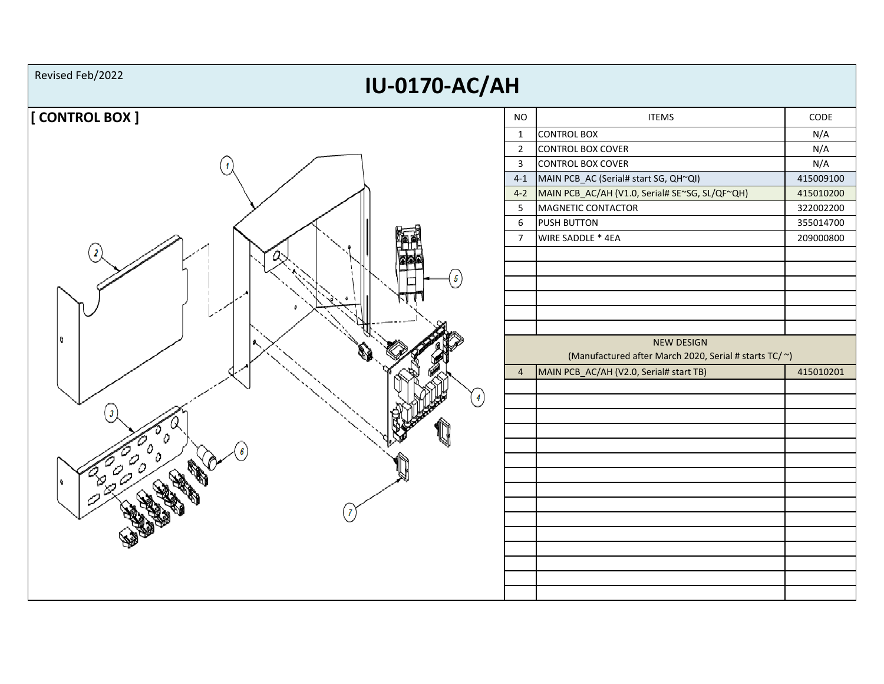Revised Feb/2022

# IU-0170-AC/AH

## [ CONTROL BOX ]

| NO | ITEMS | CODE |
|---|---|---|
| 1 | CONTROL BOX | N/A |
| 2 | CONTROL BOX COVER | N/A |
| 3 | CONTROL BOX COVER | N/A |
| 4-1 | MAIN PCB_AC (Serial# start SG, QH~QI) | 415009100 |
| 4-2 | MAIN PCB_AC/AH (V1.0, Serial# SE~SG, SL/QF~QH) | 415010200 |
| 5 | MAGNETIC CONTACTOR | 322002200 |
| 6 | PUSH BUTTON | 355014700 |
| 7 | WIRE SADDLE * 4EA | 209000800 |
| | NEW DESIGN (Manufactured after March 2020, Serial # starts TC/ ~) | |
| 4 | MAIN PCB_AC/AH (V2.0, Serial# start TB) | 415010201 |